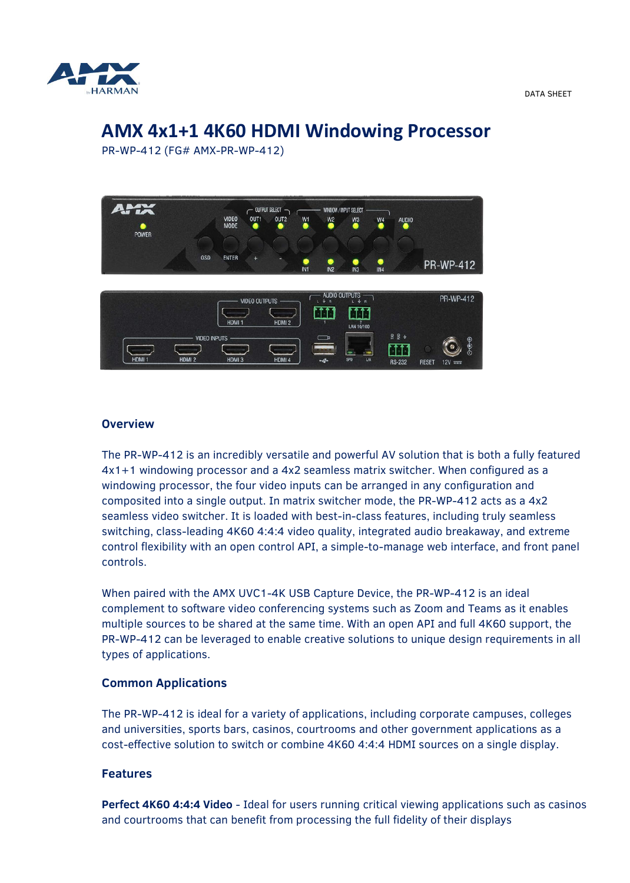DATA SHEET

# AMX 4x1+1 4K60 HDMI Windowing Processor

PR-WP-412 (FG# AMX-PR-WP-412)

## Overview

The PR-WP-412 is an incredibly versatile and powerful AV solution that is both a fully featured 4x1+1 windowing processor and a 4x2 seamless matrix switcher. When configured as a windowing processor, the four video inputs can be arranged in any configuration and composited into a single output. In matrix switcher mode, the PR-WP-412 acts as a 4x2 seamless video switcher. It is loaded with best-in-class features, including truly seamless switching, class-leading 4K60 4:4:4 video quality, integrated audio breakaway, and extreme control flexibility with an open control API, a simple-to-manage web interface, and front panel controls.

When paired with the AMX UVC1-4K USB Capture Device, the PR-WP-412 is an ideal complement to software video conferencing systems such as Zoom and Teams as it enables multiple sources to be shared at the same time. With an open API and full 4K60 support, the PR-WP-412 can be leveraged to enable creative solutions to unique design requirements in all types of applications.

## Common Applications

The PR-WP-412 is ideal for a variety of applications, including corporate campuses, colleges and universities, sports bars, casinos, courtrooms and other government applications as a cost-effective solution to switch or combine 4K60 4:4:4 HDMI sources on a single display.

## Features

**Perfect 4K60 4:4:4 Video** - Ideal for users running critical viewing applications such as casinos and courtrooms that can benefit from processing the full fidelity of their displays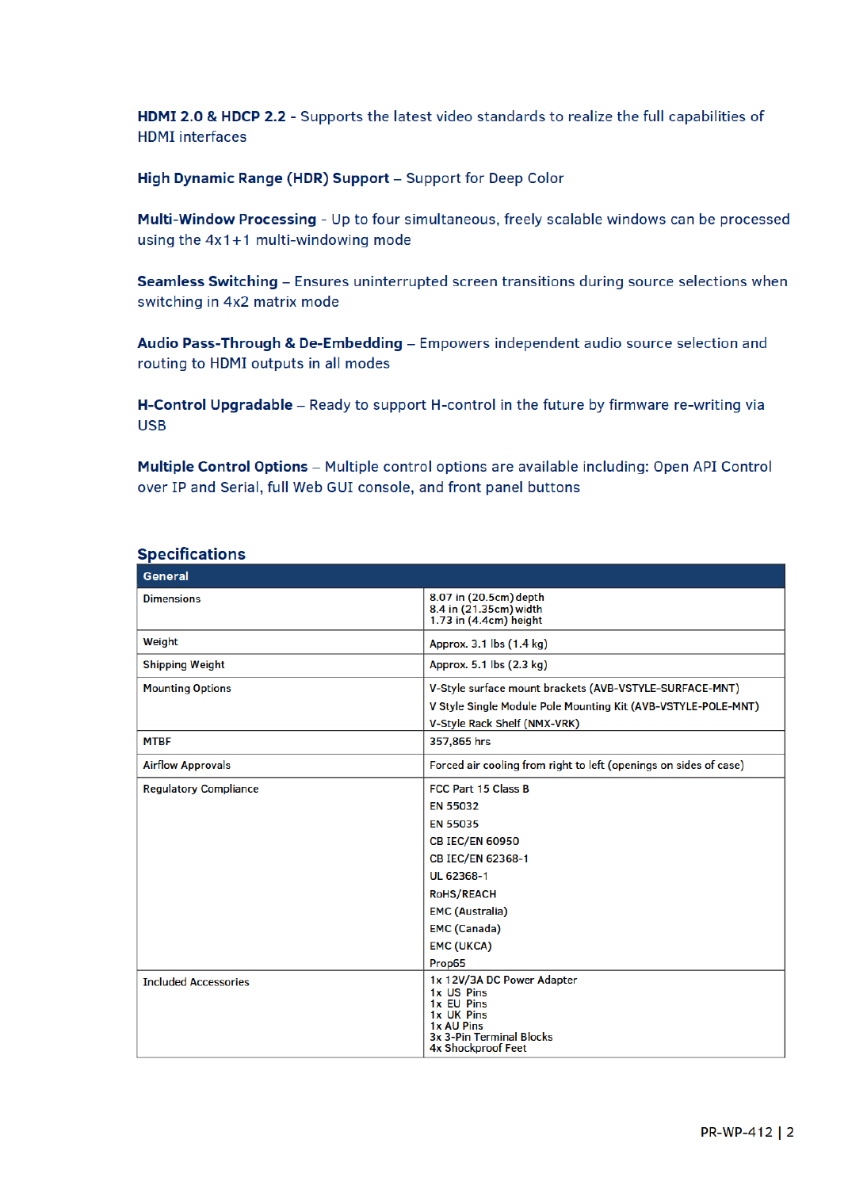**HDMI 2.0 & HDCP 2.2** - Supports the latest video standards to realize the full capabilities of HDMI interfaces

**High Dynamic Range (HDR) Support** – Support for Deep Color

**Multi-Window Processing** - Up to four simultaneous, freely scalable windows can be processed using the 4x1+1 multi-windowing mode

**Seamless Switching** – Ensures uninterrupted screen transitions during source selections when switching in 4x2 matrix mode

**Audio Pass-Through & De-Embedding** – Empowers independent audio source selection and routing to HDMI outputs in all modes

**H-Control Upgradable** – Ready to support H-control in the future by firmware re-writing via USB

**Multiple Control Options** – Multiple control options are available including: Open API Control over IP and Serial, full Web GUI console, and front panel buttons

## Specifications

| General | |
|---|---|
| Dimensions | 8.07 in (20.5cm) depth<br>8.4 in (21.35cm) width<br>1.73 in (4.4cm) height |
| Weight | Approx. 3.1 lbs (1.4 kg) |
| Shipping Weight | Approx. 5.1 lbs (2.3 kg) |
| Mounting Options | V-Style surface mount brackets (AVB-VSTYLE-SURFACE-MNT)<br>V Style Single Module Pole Mounting Kit (AVB-VSTYLE-POLE-MNT)<br>V-Style Rack Shelf (NMX-VRK) |
| MTBF | 357,865 hrs |
| Airflow Approvals | Forced air cooling from right to left (openings on sides of case) |
| Regulatory Compliance | FCC Part 15 Class B<br>EN 55032<br>EN 55035<br>CB IEC/EN 60950<br>CB IEC/EN 62368-1<br>UL 62368-1<br>RoHS/REACH<br>EMC (Australia)<br>EMC (Canada)<br>EMC (UKCA)<br>Prop65 |
| Included Accessories | 1x 12V/3A DC Power Adapter<br>1x US Pins<br>1x EU Pins<br>1x UK Pins<br>1x AU Pins<br>3x 3-Pin Terminal Blocks<br>4x Shockproof Feet |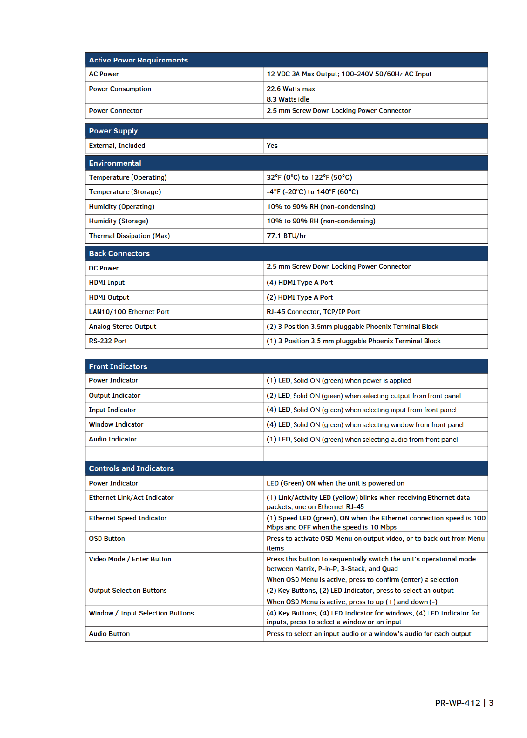| Active Power Requirements | |
|---|---|
| AC Power | 12 VDC 3A Max Output; 100-240V 50/60Hz AC Input |
| Power Consumption | 22.6 Watts max<br>8.3 Watts idle |
| Power Connector | 2.5 mm Screw Down Locking Power Connector |

| Power Supply | |
|---|---|
| External, Included | Yes |

| Environmental | |
|---|---|
| Temperature (Operating) | 32°F (0°C) to 122°F (50°C) |
| Temperature (Storage) | -4°F (-20°C) to 140°F (60°C) |
| Humidity (Operating) | 10% to 90% RH (non-condensing) |
| Humidity (Storage) | 10% to 90% RH (non-condensing) |
| Thermal Dissipation (Max) | 77.1 BTU/hr |

| Back Connectors | |
|---|---|
| DC Power | 2.5 mm Screw Down Locking Power Connector |
| HDMI Input | (4) HDMI Type A Port |
| HDMI Output | (2) HDMI Type A Port |
| LAN10/100 Ethernet Port | RJ-45 Connector, TCP/IP Port |
| Analog Stereo Output | (2) 3 Position 3.5mm pluggable Phoenix Terminal Block |
| RS-232 Port | (1) 3 Position 3.5 mm pluggable Phoenix Terminal Block |

| Front Indicators | |
|---|---|
| Power Indicator | (1) LED, Solid ON (green) when power is applied |
| Output Indicator | (2) LED, Solid ON (green) when selecting output from front panel |
| Input Indicator | (4) LED, Solid ON (green) when selecting input from front panel |
| Window Indicator | (4) LED, Solid ON (green) when selecting window from front panel |
| Audio Indicator | (1) LED, Solid ON (green) when selecting audio from front panel |
| | |

| Controls and Indicators | |
|---|---|
| Power Indicator | LED (Green) ON when the unit is powered on |
| Ethernet Link/Act Indicator | (1) Link/Activity LED (yellow) blinks when receiving Ethernet data packets, one on Ethernet RJ-45 |
| Ethernet Speed Indicator | (1) Speed LED (green), ON when the Ethernet connection speed is 100 Mbps and OFF when the speed is 10 Mbps |
| OSD Button | Press to activate OSD Menu on output video, or to back out from Menu items |
| Video Mode / Enter Button | Press this button to sequentially switch the unit's operational mode between Matrix, P-in-P, 3-Stack, and Quad<br>When OSD Menu is active, press to confirm (enter) a selection |
| Output Selection Buttons | (2) Key Buttons, (2) LED Indicator, press to select an output<br>When OSD Menu is active, press to up (+) and down (-) |
| Window / Input Selection Buttons | (4) Key Buttons, (4) LED Indicator for windows, (4) LED Indicator for inputs, press to select a window or an input |
| Audio Button | Press to select an input audio or a window's audio for each output |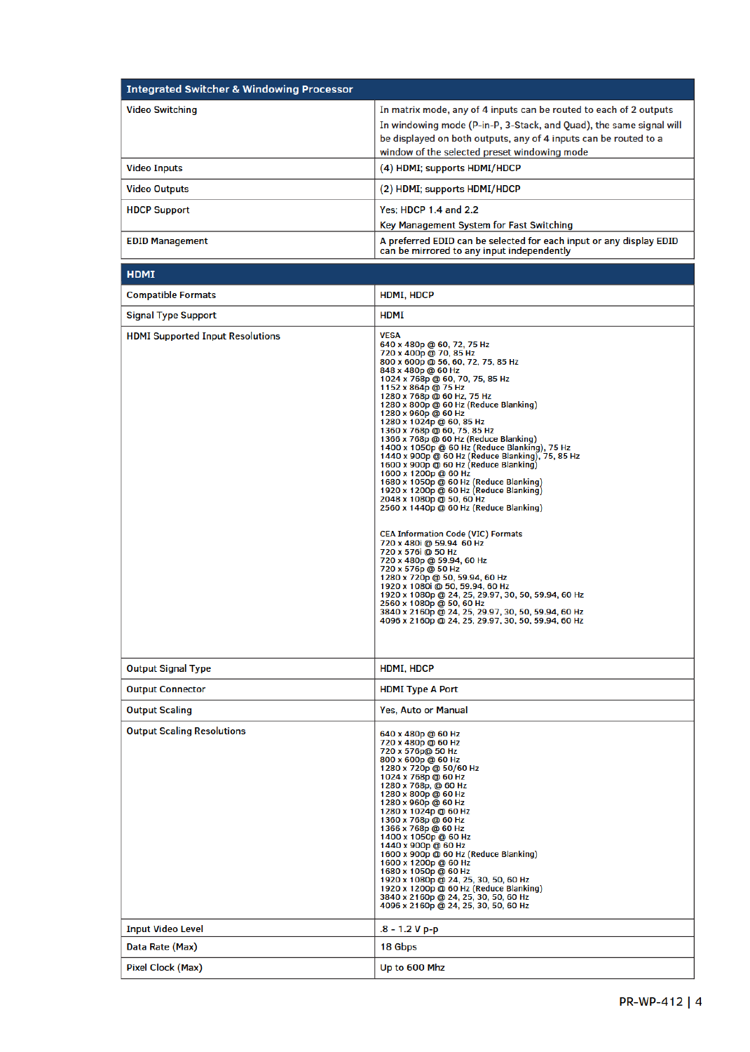| Integrated Switcher & Windowing Processor | |
|---|---|
| Video Switching | In matrix mode, any of 4 inputs can be routed to each of 2 outputs<br>In windowing mode (P-in-P, 3-Stack, and Quad), the same signal will be displayed on both outputs, any of 4 inputs can be routed to a window of the selected preset windowing mode |
| Video Inputs | (4) HDMI; supports HDMI/HDCP |
| Video Outputs | (2) HDMI; supports HDMI/HDCP |
| HDCP Support | Yes; HDCP 1.4 and 2.2<br>Key Management System for Fast Switching |
| EDID Management | A preferred EDID can be selected for each input or any display EDID can be mirrored to any input independently |

| HDMI | |
|---|---|
| Compatible Formats | HDMI, HDCP |
| Signal Type Support | HDMI |
| HDMI Supported Input Resolutions | VESA<br>640 x 480p @ 60, 72, 75 Hz<br>720 x 400p @ 70, 85 Hz<br>800 x 600p @ 56, 60, 72, 75, 85 Hz<br>848 x 480p @ 60 Hz<br>1024 x 768p @ 60, 70, 75, 85 Hz<br>1152 x 864p @ 75 Hz<br>1280 x 768p @ 60 Hz, 75 Hz<br>1280 x 800p @ 60 Hz (Reduce Blanking)<br>1280 x 960p @ 60 Hz<br>1280 x 1024p @ 60, 85 Hz<br>1360 x 768p @ 60, 75, 85 Hz<br>1366 x 768p @ 60 Hz (Reduce Blanking)<br>1400 x 1050p @ 60 Hz (Reduce Blanking), 75 Hz<br>1440 x 900p @ 60 Hz (Reduce Blanking), 75, 85 Hz<br>1600 x 900p @ 60 Hz (Reduce Blanking)<br>1600 x 1200p @ 60 Hz<br>1680 x 1050p @ 60 Hz (Reduce Blanking)<br>1920 x 1200p @ 60 Hz (Reduce Blanking)<br>2048 x 1080p @ 50, 60 Hz<br>2560 x 1440p @ 60 Hz (Reduce Blanking)<br><br>CEA Information Code (VIC) Formats<br>720 x 480i @ 59.94 60 Hz<br>720 x 576i @ 50 Hz<br>720 x 480p @ 59.94, 60 Hz<br>720 x 576p @ 50 Hz<br>1280 x 720p @ 50, 59.94, 60 Hz<br>1920 x 1080i @ 50, 59.94, 60 Hz<br>1920 x 1080p @ 24, 25, 29.97, 30, 50, 59.94, 60 Hz<br>2560 x 1080p @ 50, 60 Hz<br>3840 x 2160p @ 24, 25, 29.97, 30, 50, 59.94, 60 Hz<br>4096 x 2160p @ 24, 25, 29.97, 30, 50, 59.94, 60 Hz |
| Output Signal Type | HDMI, HDCP |
| Output Connector | HDMI Type A Port |
| Output Scaling | Yes, Auto or Manual |
| Output Scaling Resolutions | 640 x 480p @ 60 Hz<br>720 x 480p @ 60 Hz<br>720 x 576p@ 50 Hz<br>800 x 600p @ 60 Hz<br>1280 x 720p @ 50/60 Hz<br>1024 x 768p @ 60 Hz<br>1280 x 768p, @ 60 Hz<br>1280 x 800p @ 60 Hz<br>1280 x 960p @ 60 Hz<br>1280 x 1024p @ 60 Hz<br>1360 x 768p @ 60 Hz<br>1366 x 768p @ 60 Hz<br>1400 x 1050p @ 60 Hz<br>1440 x 900p @ 60 Hz<br>1600 x 900p @ 60 Hz (Reduce Blanking)<br>1600 x 1200p @ 60 Hz<br>1680 x 1050p @ 60 Hz<br>1920 x 1080p @ 24, 25, 30, 50, 60 Hz<br>1920 x 1200p @ 60 Hz (Reduce Blanking)<br>3840 x 2160p @ 24, 25, 30, 50, 60 Hz<br>4096 x 2160p @ 24, 25, 30, 50, 60 Hz |
| Input Video Level | .8 - 1.2 V p-p |
| Data Rate (Max) | 18 Gbps |
| Pixel Clock (Max) | Up to 600 Mhz |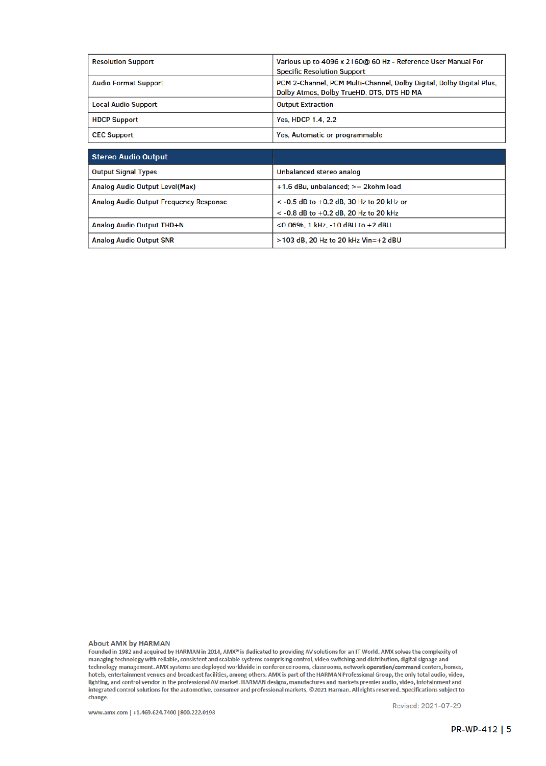| | |
|---|---|
| Resolution Support | Various up to 4096 x 2160@ 60 Hz - Reference User Manual For Specific Resolution Support |
| Audio Format Support | PCM 2-Channel, PCM Multi-Channel, Dolby Digital, Dolby Digital Plus, Dolby Atmos, Dolby TrueHD, DTS, DTS HD MA |
| Local Audio Support | Output Extraction |
| HDCP Support | Yes, HDCP 1.4, 2.2 |
| CEC Support | Yes, Automatic or programmable |

| Stereo Audio Output | |
|---|---|
| Output Signal Types | Unbalanced stereo analog |
| Analog Audio Output Level(Max) | +1.6 dBu, unbalanced; >= 2kohm load |
| Analog Audio Output Frequency Response | < -0.5 dB to +0.2 dB, 30 Hz to 20 kHz or<br>< -0.8 dB to +0.2 dB, 20 Hz to 20 kHz |
| Analog Audio Output THD+N | <0.06%, 1 kHz, -10 dBU to +2 dBU |
| Analog Audio Output SNR | >103 dB, 20 Hz to 20 kHz Vin=+2 dBU |

**About AMX by HARMAN**

Founded in 1982 and acquired by HARMAN in 2014, AMX® is dedicated to providing AV solutions for an IT World. AMX solves the complexity of managing technology with reliable, consistent and scalable systems comprising control, video switching and distribution, digital signage and technology management. AMX systems are deployed worldwide in conference rooms, classrooms, network operation/command centers, homes, hotels, entertainment venues and broadcast facilities, among others. AMX is part of the HARMAN Professional Group, the only total audio, video, lighting, and control vendor in the professional AV market. HARMAN designs, manufactures and markets premier audio, video, infotainment and integrated control solutions for the automotive, consumer and professional markets. ©2021 Harman. All rights reserved. Specifications subject to change.

www.amx.com | +1.469.624.7400 | 800.222.0193

Revised: 2021-07-29

PR-WP-412